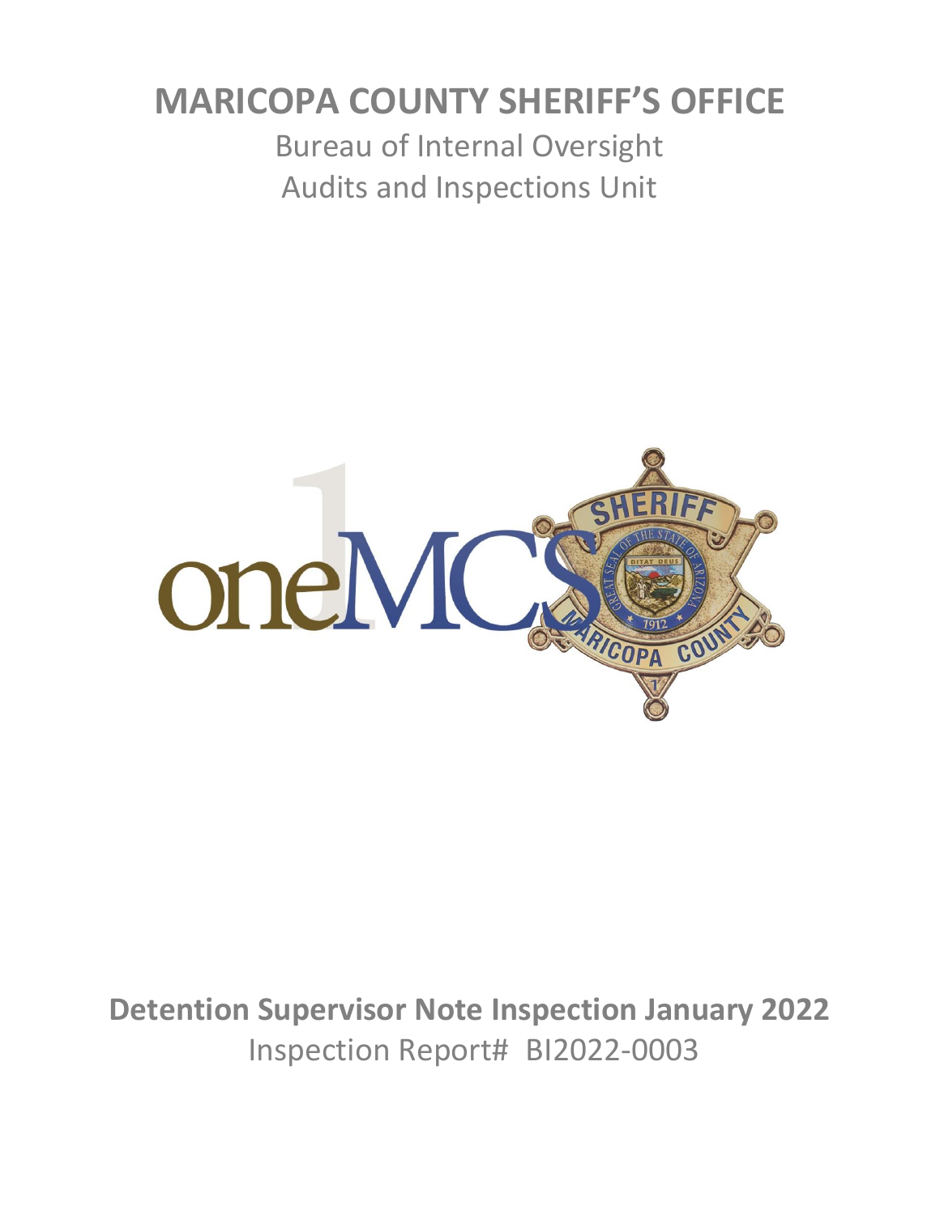# MARICOPA COUNTY SHERIFF'S OFFICE

Bureau of Internal Oversight

Audits and Inspections Unit

**Detention Supervisor Note Inspection January 2022**

Inspection Report# BI2022-0003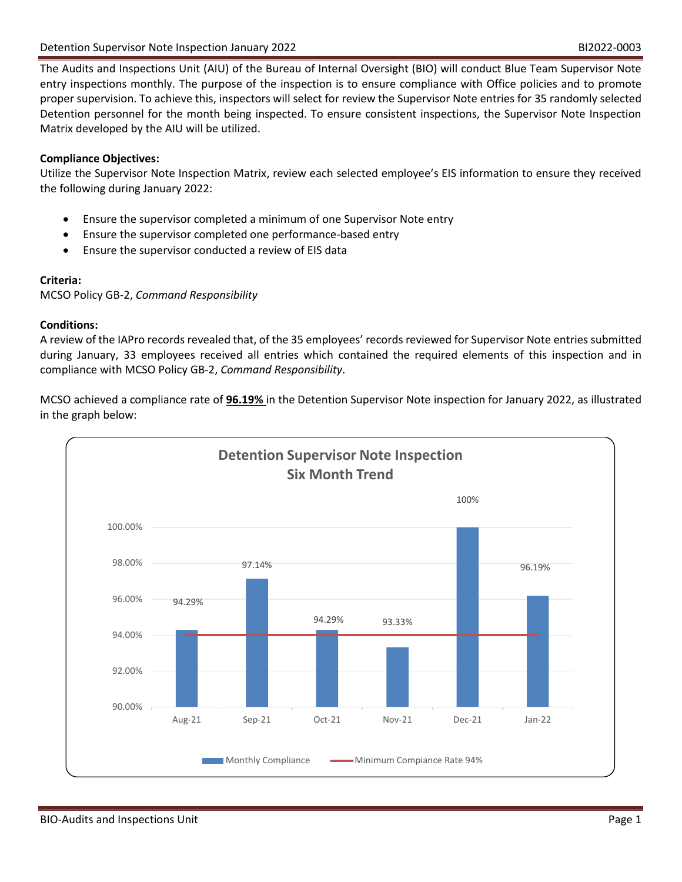The Audits and Inspections Unit (AIU) of the Bureau of Internal Oversight (BIO) will conduct Blue Team Supervisor Note entry inspections monthly. The purpose of the inspection is to ensure compliance with Office policies and to promote proper supervision. To achieve this, inspectors will select for review the Supervisor Note entries for 35 randomly selected Detention personnel for the month being inspected. To ensure consistent inspections, the Supervisor Note Inspection Matrix developed by the AIU will be utilized.

**Compliance Objectives:**

Utilize the Supervisor Note Inspection Matrix, review each selected employee's EIS information to ensure they received the following during January 2022:

- Ensure the supervisor completed a minimum of one Supervisor Note entry
- Ensure the supervisor completed one performance-based entry
- Ensure the supervisor conducted a review of EIS data

**Criteria:**

MCSO Policy GB-2, *Command Responsibility*

**Conditions:**

A review of the IAPro records revealed that, of the 35 employees' records reviewed for Supervisor Note entries submitted during January, 33 employees received all entries which contained the required elements of this inspection and in compliance with MCSO Policy GB-2, *Command Responsibility*.

MCSO achieved a compliance rate of **96.19%** in the Detention Supervisor Note inspection for January 2022, as illustrated in the graph below:

**Detention Supervisor Note Inspection Six Month Trend**

| Month | Monthly Compliance | Minimum Compliance Rate 94% |
|---|---|---|
| Aug-21 | 94.29% | 94% |
| Sep-21 | 97.14% | 94% |
| Oct-21 | 94.29% | 94% |
| Nov-21 | 93.33% | 94% |
| Dec-21 | 100% | 94% |
| Jan-22 | 96.19% | 94% |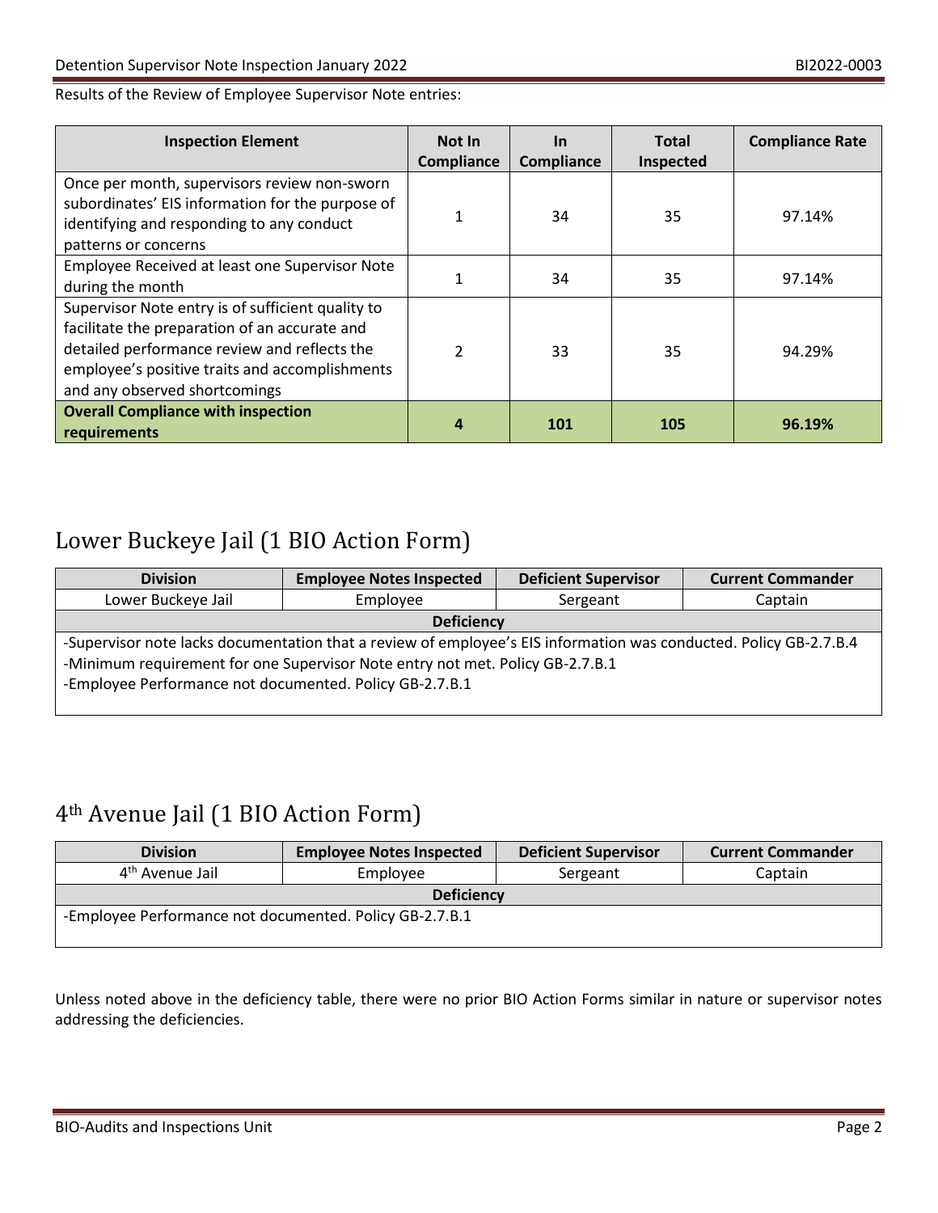Results of the Review of Employee Supervisor Note entries:

| Inspection Element | Not In Compliance | In Compliance | Total Inspected | Compliance Rate |
|---|---|---|---|---|
| Once per month, supervisors review non-sworn subordinates' EIS information for the purpose of identifying and responding to any conduct patterns or concerns | 1 | 34 | 35 | 97.14% |
| Employee Received at least one Supervisor Note during the month | 1 | 34 | 35 | 97.14% |
| Supervisor Note entry is of sufficient quality to facilitate the preparation of an accurate and detailed performance review and reflects the employee's positive traits and accomplishments and any observed shortcomings | 2 | 33 | 35 | 94.29% |
| **Overall Compliance with inspection requirements** | **4** | **101** | **105** | **96.19%** |

## Lower Buckeye Jail (1 BIO Action Form)

| Division | Employee Notes Inspected | Deficient Supervisor | Current Commander |
|---|---|---|---|
| Lower Buckeye Jail | Employee | Sergeant | Captain |
| **Deficiency** | | | |
| -Supervisor note lacks documentation that a review of employee's EIS information was conducted. Policy GB-2.7.B.4<br>-Minimum requirement for one Supervisor Note entry not met. Policy GB-2.7.B.1<br>-Employee Performance not documented. Policy GB-2.7.B.1 | | | |

## 4th Avenue Jail (1 BIO Action Form)

| Division | Employee Notes Inspected | Deficient Supervisor | Current Commander |
|---|---|---|---|
| 4th Avenue Jail | Employee | Sergeant | Captain |
| **Deficiency** | | | |
| -Employee Performance not documented. Policy GB-2.7.B.1 | | | |

Unless noted above in the deficiency table, there were no prior BIO Action Forms similar in nature or supervisor notes addressing the deficiencies.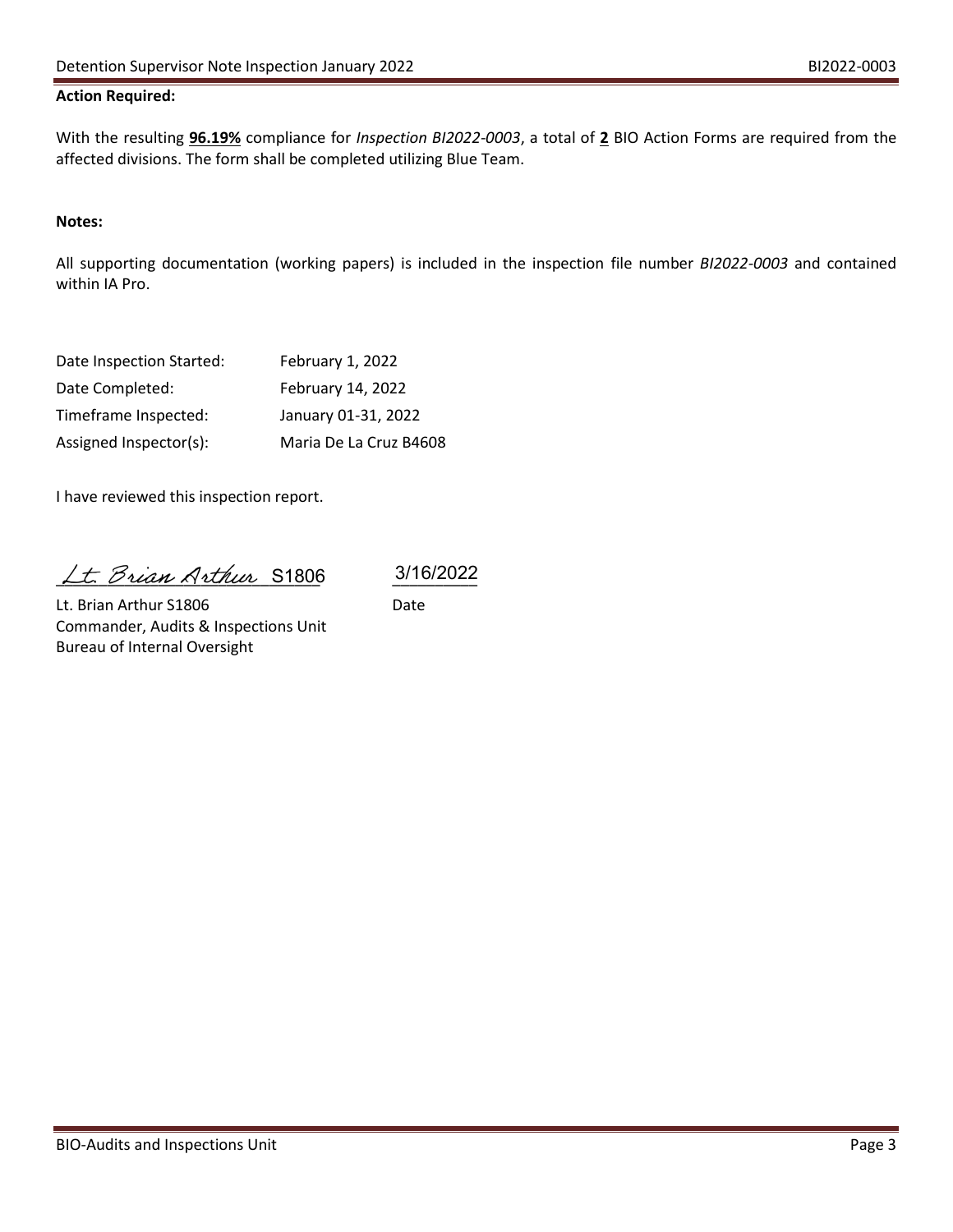**Action Required:**

With the resulting **96.19%** compliance for *Inspection BI2022-0003*, a total of **2** BIO Action Forms are required from the affected divisions. The form shall be completed utilizing Blue Team.

**Notes:**

All supporting documentation (working papers) is included in the inspection file number *BI2022-0003* and contained within IA Pro.

| | |
|---|---|
| Date Inspection Started: | February 1, 2022 |
| Date Completed: | February 14, 2022 |
| Timeframe Inspected: | January 01-31, 2022 |
| Assigned Inspector(s): | Maria De La Cruz B4608 |

I have reviewed this inspection report.

*Lt. Brian Arthur* S1806 3/16/2022

Lt. Brian Arthur S1806 Date
Commander, Audits & Inspections Unit
Bureau of Internal Oversight